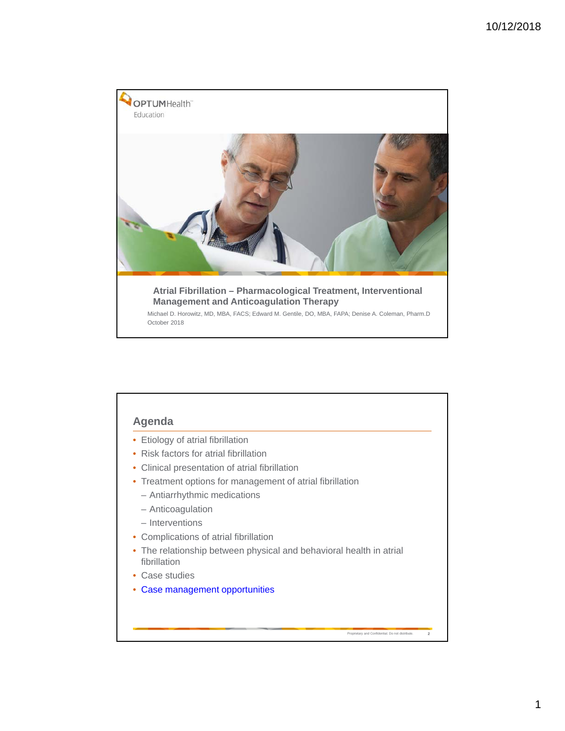OPTUMHealth Education

# Atrial Fibrillation – Pharmacological Treatment, Interventional Management and Anticoagulation Therapy

Michael D. Horowitz, MD, MBA, FACS; Edward M. Gentile, DO, MBA, FAPA; Denise A. Coleman, Pharm.D
October 2018

## Agenda

- Etiology of atrial fibrillation
- Risk factors for atrial fibrillation
- Clinical presentation of atrial fibrillation
- Treatment options for management of atrial fibrillation
  - Antiarrhythmic medications
  - Anticoagulation
  - Interventions
- Complications of atrial fibrillation
- The relationship between physical and behavioral health in atrial fibrillation
- Case studies
- Case management opportunities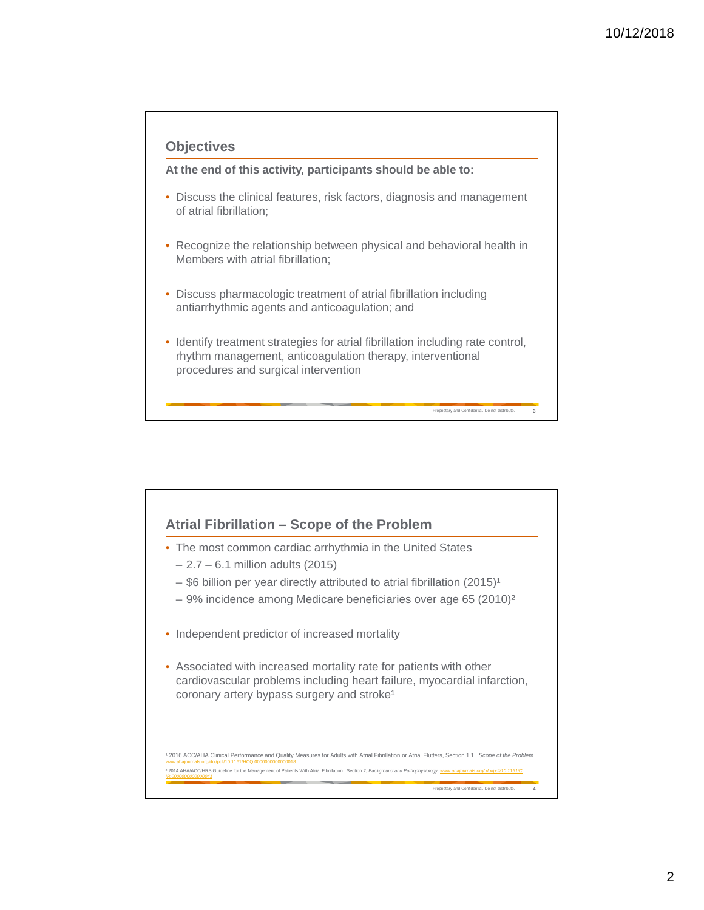## Objectives

**At the end of this activity, participants should be able to:**

- Discuss the clinical features, risk factors, diagnosis and management of atrial fibrillation;
- Recognize the relationship between physical and behavioral health in Members with atrial fibrillation;
- Discuss pharmacologic treatment of atrial fibrillation including antiarrhythmic agents and anticoagulation; and
- Identify treatment strategies for atrial fibrillation including rate control, rhythm management, anticoagulation therapy, interventional procedures and surgical intervention

## Atrial Fibrillation – Scope of the Problem

- The most common cardiac arrhythmia in the United States
  - 2.7 – 6.1 million adults (2015)
  - $6 billion per year directly attributed to atrial fibrillation (2015)[1]
  - 9% incidence among Medicare beneficiaries over age 65 (2010)[2]
- Independent predictor of increased mortality
- Associated with increased mortality rate for patients with other cardiovascular problems including heart failure, myocardial infarction, coronary artery bypass surgery and stroke[1]

[1] 2016 ACC/AHA Clinical Performance and Quality Measures for Adults with Atrial Fibrillation or Atrial Flutters, Section 1.1, *Scope of the Problem* www.ahajournals.org/doi/pdf/10.1161/HCQ.0000000000000018

[2] 2014 AHA/ACC/HRS Guideline for the Management of Patients With Atrial Fibrillation. Section 2, *Background and Pathophysiology*, *www.ahajournals.org/ doi/pdf/10.1161/CIR.0000000000000041*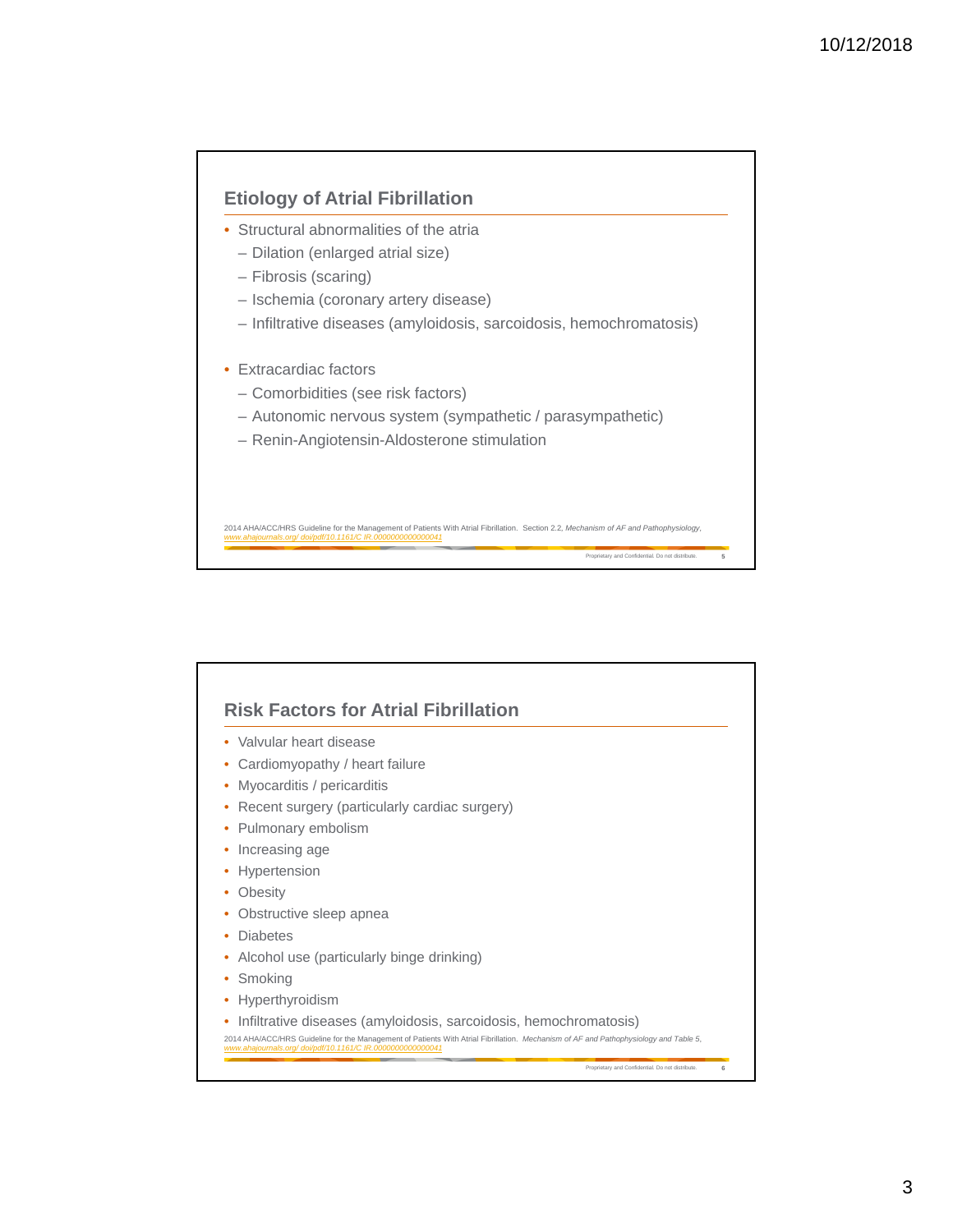## Etiology of Atrial Fibrillation

- Structural abnormalities of the atria
  - Dilation (enlarged atrial size)
  - Fibrosis (scaring)
  - Ischemia (coronary artery disease)
  - Infiltrative diseases (amyloidosis, sarcoidosis, hemochromatosis)

- Extracardiac factors
  - Comorbidities (see risk factors)
  - Autonomic nervous system (sympathetic / parasympathetic)
  - Renin-Angiotensin-Aldosterone stimulation

2014 AHA/ACC/HRS Guideline for the Management of Patients With Atrial Fibrillation. Section 2.2, *Mechanism of AF and Pathophysiology*, *www.ahajournals.org/ doi/pdf/10.1161/C IR.0000000000000041*

Proprietary and Confidential. Do not distribute.

## Risk Factors for Atrial Fibrillation

- Valvular heart disease
- Cardiomyopathy / heart failure
- Myocarditis / pericarditis
- Recent surgery (particularly cardiac surgery)
- Pulmonary embolism
- Increasing age
- Hypertension
- Obesity
- Obstructive sleep apnea
- Diabetes
- Alcohol use (particularly binge drinking)
- Smoking
- Hyperthyroidism
- Infiltrative diseases (amyloidosis, sarcoidosis, hemochromatosis)

2014 AHA/ACC/HRS Guideline for the Management of Patients With Atrial Fibrillation. *Mechanism of AF and Pathophysiology and Table 5*, *www.ahajournals.org/ doi/pdf/10.1161/C IR.0000000000000041*

Proprietary and Confidential. Do not distribute.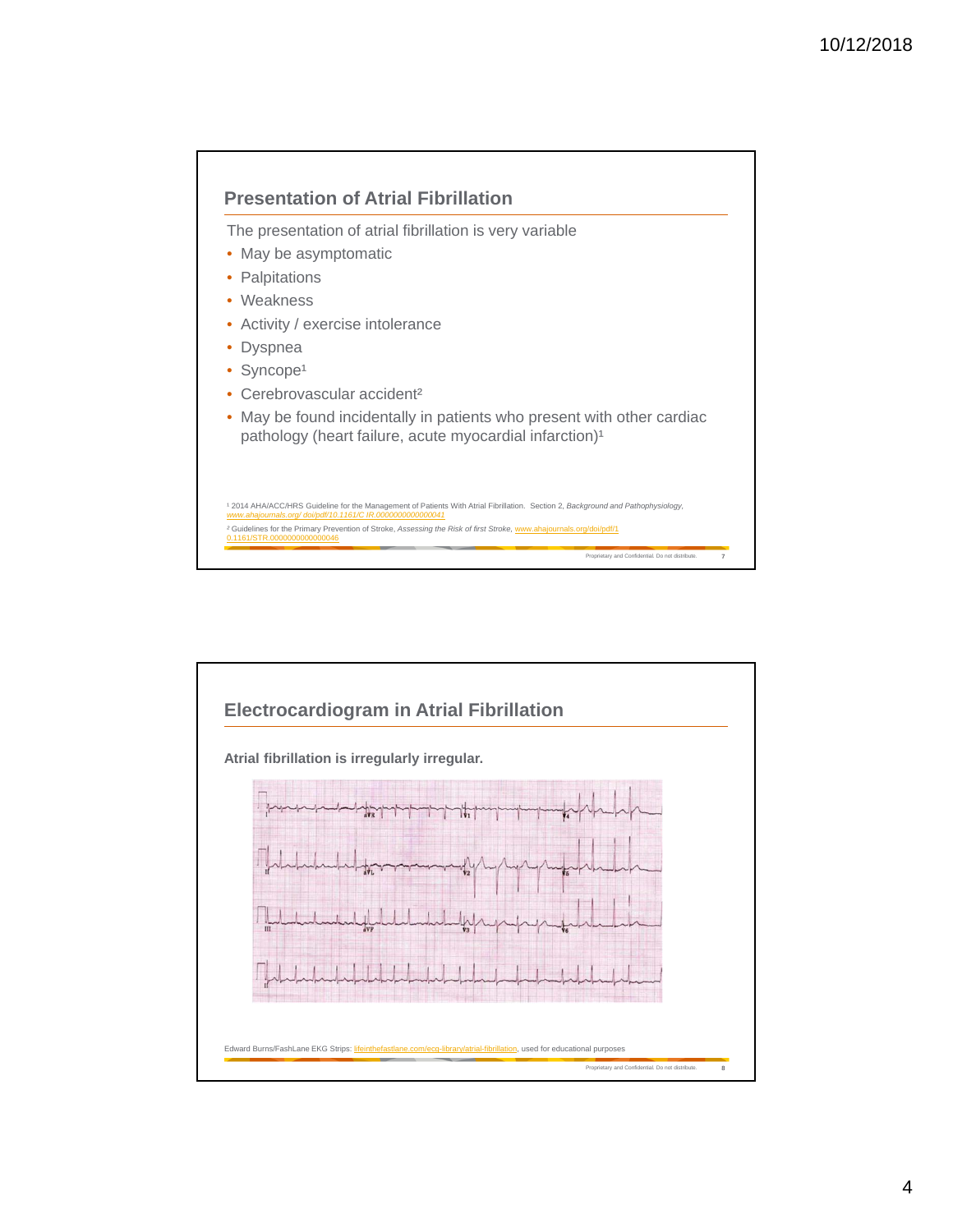## Presentation of Atrial Fibrillation

The presentation of atrial fibrillation is very variable

- May be asymptomatic
- Palpitations
- Weakness
- Activity / exercise intolerance
- Dyspnea
- Syncope[1]
- Cerebrovascular accident[2]
- May be found incidentally in patients who present with other cardiac pathology (heart failure, acute myocardial infarction)[1]

[1] 2014 AHA/ACC/HRS Guideline for the Management of Patients With Atrial Fibrillation. Section 2, *Background and Pathophysiology*, *www.ahajournals.org/ doi/pdf/10.1161/CIR.0000000000000041*

[2] Guidelines for the Primary Prevention of Stroke, *Assessing the Risk of first Stroke*, www.ahajournals.org/doi/pdf/10.1161/STR.0000000000000046

Proprietary and Confidential. Do not distribute.

## Electrocardiogram in Atrial Fibrillation

**Atrial fibrillation is irregularly irregular.**

Edward Burns/FashLane EKG Strips: lifeinthefastlane.com/ecg-library/atrial-fibrillation, used for educational purposes

Proprietary and Confidential. Do not distribute.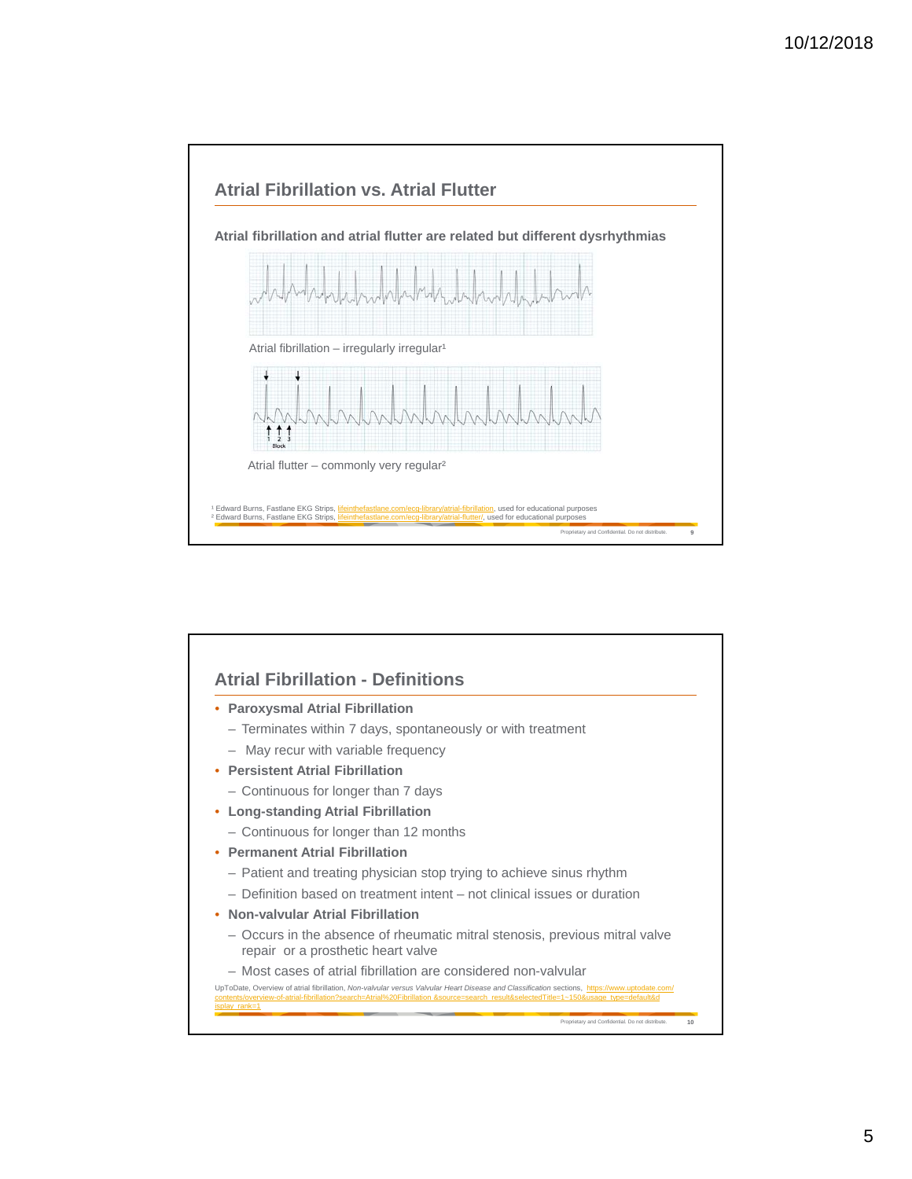## Atrial Fibrillation vs. Atrial Flutter

**Atrial fibrillation and atrial flutter are related but different dysrhythmias**

Atrial fibrillation – irregularly irregular[1]

Atrial flutter – commonly very regular[2]

[1] Edward Burns, Fastlane EKG Strips, lifeinthefastlane.com/ecg-library/atrial-fibrillation, used for educational purposes
[2] Edward Burns, Fastlane EKG Strips, lifeinthefastlane.com/ecg-library/atrial-flutter/, used for educational purposes

## Atrial Fibrillation - Definitions

- **Paroxysmal Atrial Fibrillation**
  - Terminates within 7 days, spontaneously or with treatment
  - May recur with variable frequency
- **Persistent Atrial Fibrillation**
  - Continuous for longer than 7 days
- **Long-standing Atrial Fibrillation**
  - Continuous for longer than 12 months
- **Permanent Atrial Fibrillation**
  - Patient and treating physician stop trying to achieve sinus rhythm
  - Definition based on treatment intent – not clinical issues or duration
- **Non-valvular Atrial Fibrillation**
  - Occurs in the absence of rheumatic mitral stenosis, previous mitral valve repair or a prosthetic heart valve
  - Most cases of atrial fibrillation are considered non-valvular

UpToDate, Overview of atrial fibrillation, *Non-valvular versus Valvular Heart Disease and Classification* sections, https://www.uptodate.com/contents/overview-of-atrial-fibrillation?search=Atrial%20Fibrillation &source=search_result&selectedTitle=1~150&usage_type=default&display_rank=1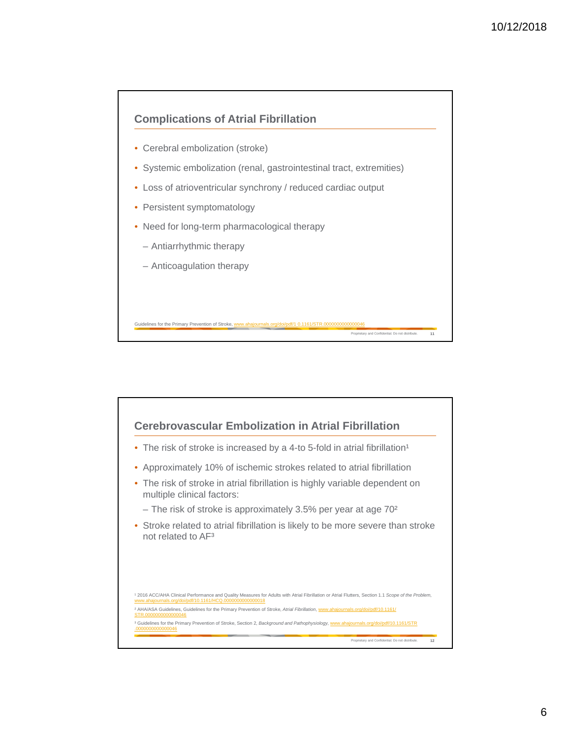## Complications of Atrial Fibrillation

- Cerebral embolization (stroke)
- Systemic embolization (renal, gastrointestinal tract, extremities)
- Loss of atrioventricular synchrony / reduced cardiac output
- Persistent symptomatology
- Need for long-term pharmacological therapy
  - Antiarrhythmic therapy
  - Anticoagulation therapy

Guidelines for the Primary Prevention of Stroke, www.ahajournals.org/doi/pdf/1 0.1161/STR.0000000000000046

Proprietary and Confidential. Do not distribute.

## Cerebrovascular Embolization in Atrial Fibrillation

- The risk of stroke is increased by a 4-to 5-fold in atrial fibrillation[1]
- Approximately 10% of ischemic strokes related to atrial fibrillation
- The risk of stroke in atrial fibrillation is highly variable dependent on multiple clinical factors:
  - The risk of stroke is approximately 3.5% per year at age 70[2]
- Stroke related to atrial fibrillation is likely to be more severe than stroke not related to AF[3]

[1] 2016 ACC/AHA Clinical Performance and Quality Measures for Adults with Atrial Fibrillation or Atrial Flutters, Section 1.1 *Scope of the Problem*, www.ahajournals.org/doi/pdf/10.1161/HCQ.0000000000000018

[2] AHA/ASA Guidelines, Guidelines for the Primary Prevention of Stroke, *Atrial Fibrillation*, www.ahajournals.org/doi/pdf/10.1161/STR.0000000000000046

[3] Guidelines for the Primary Prevention of Stroke, Section 2, *Background and Pathophysiology*, www.ahajournals.org/doi/pdf/10.1161/STR.0000000000000046

Proprietary and Confidential. Do not distribute.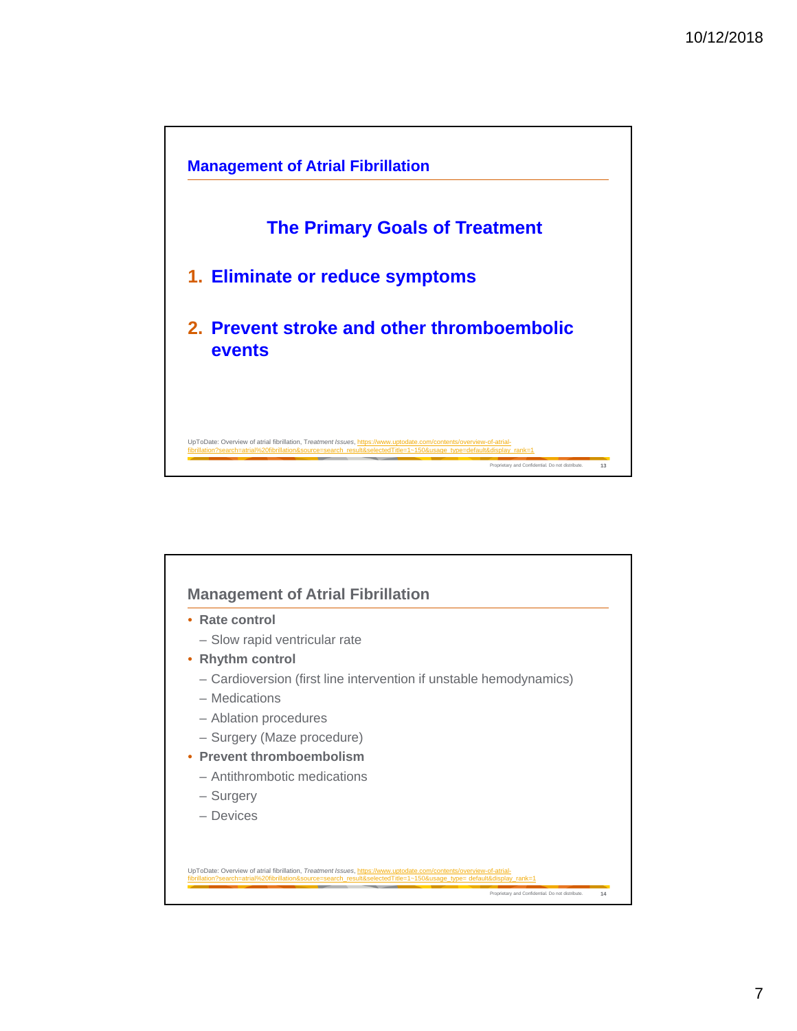## Management of Atrial Fibrillation

### The Primary Goals of Treatment

1. **Eliminate or reduce symptoms**

2. **Prevent stroke and other thromboembolic events**

UpToDate: Overview of atrial fibrillation, *Treatment Issues*, https://www.uptodate.com/contents/overview-of-atrial-fibrillation?search=atrial%20fibrillation&source=search_result&selectedTitle=1~150&usage_type=default&display_rank=1

Proprietary and Confidential. Do not distribute.

## Management of Atrial Fibrillation

- **Rate control**
  - Slow rapid ventricular rate
- **Rhythm control**
  - Cardioversion (first line intervention if unstable hemodynamics)
  - Medications
  - Ablation procedures
  - Surgery (Maze procedure)
- **Prevent thromboembolism**
  - Antithrombotic medications
  - Surgery
  - Devices

UpToDate: Overview of atrial fibrillation, *Treatment Issues*, https://www.uptodate.com/contents/overview-of-atrial-fibrillation?search=atrial%20fibrillation&source=search_result&selectedTitle=1~150&usage_type= default&display_rank=1

Proprietary and Confidential. Do not distribute.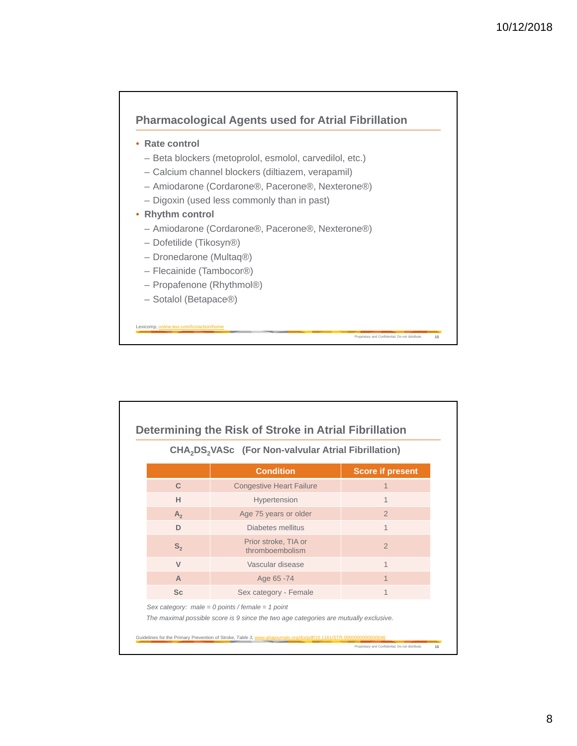## Pharmacological Agents used for Atrial Fibrillation

- **Rate control**
  - Beta blockers (metoprolol, esmolol, carvedilol, etc.)
  - Calcium channel blockers (diltiazem, verapamil)
  - Amiodarone (Cordarone®, Pacerone®, Nexterone®)
  - Digoxin (used less commonly than in past)
- **Rhythm control**
  - Amiodarone (Cordarone®, Pacerone®, Nexterone®)
  - Dofetilide (Tikosyn®)
  - Dronedarone (Multaq®)
  - Flecainide (Tambocor®)
  - Propafenone (Rhythmol®)
  - Sotalol (Betapace®)

Lexicomp, online.lexi.com/lco/action/home

## Determining the Risk of Stroke in Atrial Fibrillation

**$CHA_2DS_2VASc$ (For Non-valvular Atrial Fibrillation)**

| | Condition | Score if present |
|---|---|---|
| C | Congestive Heart Failure | 1 |
| H | Hypertension | 1 |
| $A_2$ | Age 75 years or older | 2 |
| D | Diabetes mellitus | 1 |
| $S_2$ | Prior stroke, TIA or thromboembolism | 2 |
| V | Vascular disease | 1 |
| A | Age 65 -74 | 1 |
| Sc | Sex category - Female | 1 |

*Sex category: male = 0 points / female = 1 point*

*The maximal possible score is 9 since the two age categories are mutually exclusive.*

Guidelines for the Primary Prevention of Stroke, *Table 3*, www.ahajournals.org/doi/pdf/10.1161/STR.0000000000000046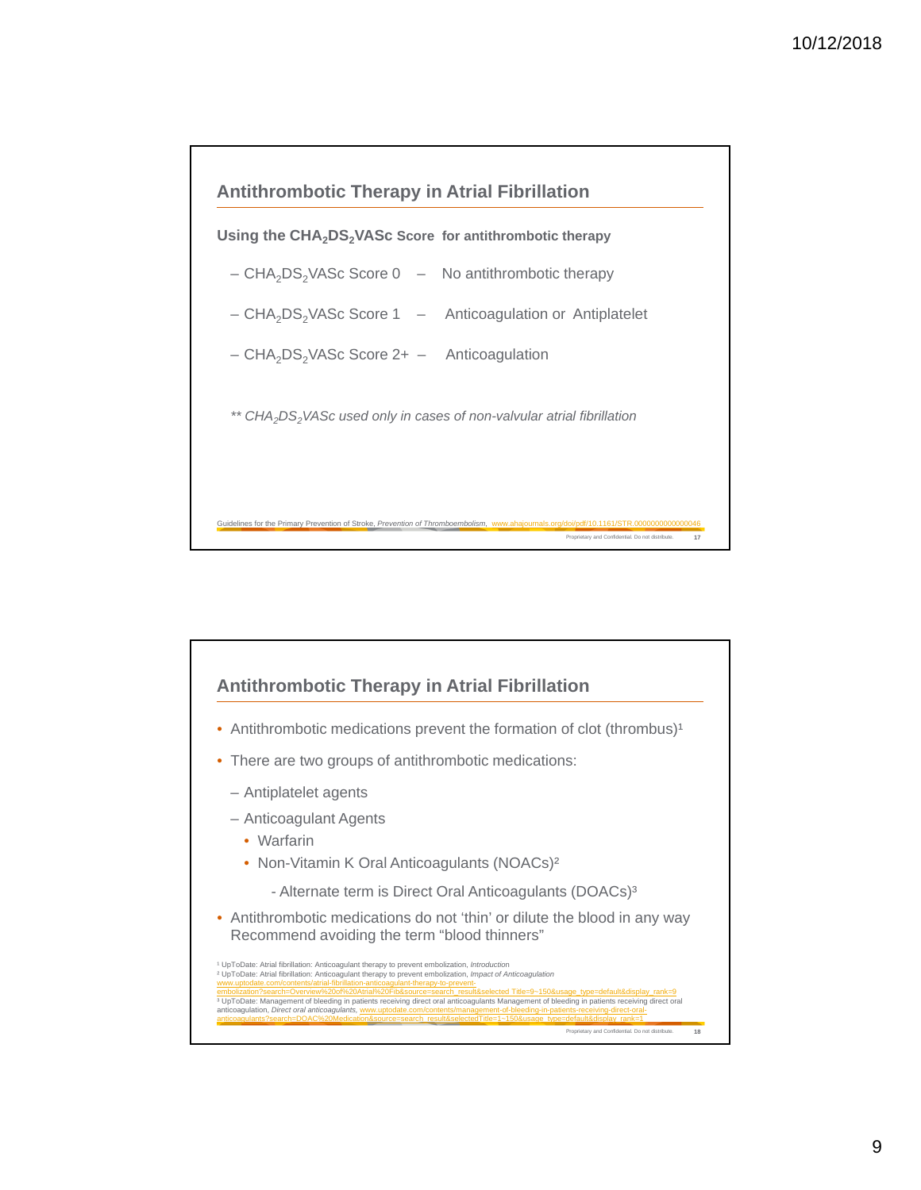## Antithrombotic Therapy in Atrial Fibrillation

**Using the $CHA_2DS_2VASc$ Score for antithrombotic therapy**

- $CHA_2DS_2VASc$ Score 0 – No antithrombotic therapy
- $CHA_2DS_2VASc$ Score 1 – Anticoagulation or Antiplatelet
- $CHA_2DS_2VASc$ Score 2+ – Anticoagulation

*** $CHA_2DS_2VASc$ used only in cases of non-valvular atrial fibrillation*

Guidelines for the Primary Prevention of Stroke, *Prevention of Thromboembolism*, www.ahajournals.org/doi/pdf/10.1161/STR.0000000000000046

Proprietary and Confidential. Do not distribute.

## Antithrombotic Therapy in Atrial Fibrillation

- Antithrombotic medications prevent the formation of clot (thrombus)[1]
- There are two groups of antithrombotic medications:
  - Antiplatelet agents
  - Anticoagulant Agents
    - Warfarin
    - Non-Vitamin K Oral Anticoagulants (NOACs)[2]
      - Alternate term is Direct Oral Anticoagulants (DOACs)[3]
- Antithrombotic medications do not 'thin' or dilute the blood in any way Recommend avoiding the term "blood thinners"

[1] UpToDate: Atrial fibrillation: Anticoagulant therapy to prevent embolization, *Introduction*
[2] UpToDate: Atrial fibrillation: Anticoagulant therapy to prevent embolization, *Impact of Anticoagulation* www.uptodate.com/contents/atrial-fibrillation-anticoagulant-therapy-to-prevent-embolization?search=Overview%20of%20Atrial%20Fib&source=search_result&selected Title=9~150&usage_type=default&display_rank=9
[3] UpToDate: Management of bleeding in patients receiving direct oral anticoagulants Management of bleeding in patients receiving direct oral anticoagulation, *Direct oral anticoagulants*, www.uptodate.com/contents/management-of-bleeding-in-patients-receiving-direct-oral-anticoagulants?search=DOAC%20Medication&source=search_result&selectedTitle=1~150&usage_type=default&display_rank=1

Proprietary and Confidential. Do not distribute.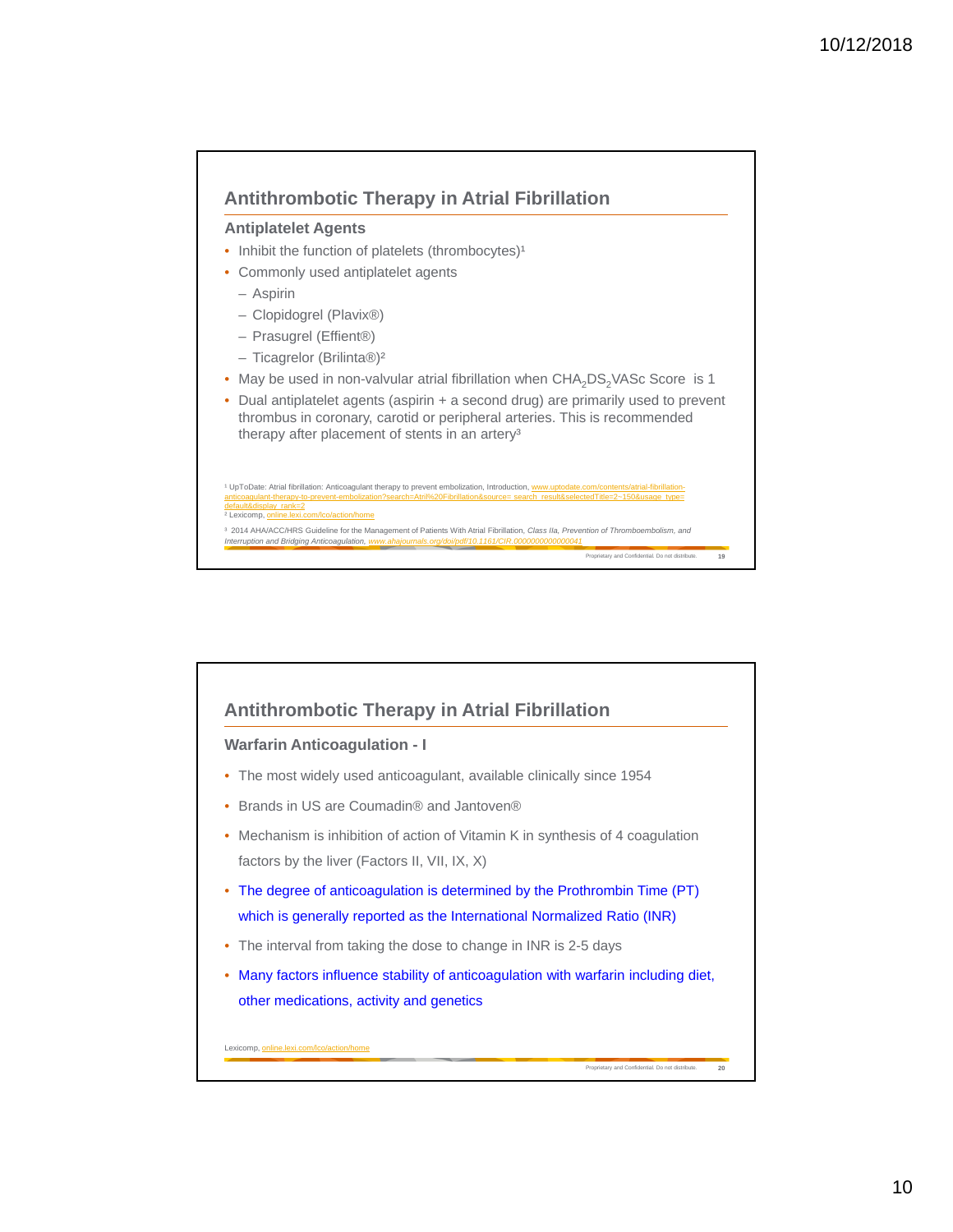## Antithrombotic Therapy in Atrial Fibrillation

### Antiplatelet Agents

- Inhibit the function of platelets (thrombocytes)[1]
- Commonly used antiplatelet agents
  - Aspirin
  - Clopidogrel (Plavix®)
  - Prasugrel (Effient®)
  - Ticagrelor (Brilinta®)[2]
- May be used in non-valvular atrial fibrillation when $CHA_2DS_2VASc$ Score is 1
- Dual antiplatelet agents (aspirin + a second drug) are primarily used to prevent thrombus in coronary, carotid or peripheral arteries. This is recommended therapy after placement of stents in an artery[3]

[1] UpToDate: Atrial fibrillation: Anticoagulant therapy to prevent embolization, Introduction, www.uptodate.com/contents/atrial-fibrillation-anticoagulant-therapy-to-prevent-embolization?search=Atrial%20Fibrillation&source= search_result&selectedTitle=2~150&usage_type= default&display_rank=2
[2] Lexicomp, online.lexi.com/lco/action/home
[3] 2014 AHA/ACC/HRS Guideline for the Management of Patients With Atrial Fibrillation, *Class IIa, Prevention of Thromboembolism, and Interruption and Bridging Anticoagulation*, www.ahajournals.org/doi/pdf/10.1161/CIR.0000000000000041

## Antithrombotic Therapy in Atrial Fibrillation

### Warfarin Anticoagulation - I

- The most widely used anticoagulant, available clinically since 1954
- Brands in US are Coumadin® and Jantoven®
- Mechanism is inhibition of action of Vitamin K in synthesis of 4 coagulation factors by the liver (Factors II, VII, IX, X)
- The degree of anticoagulation is determined by the Prothrombin Time (PT) which is generally reported as the International Normalized Ratio (INR)
- The interval from taking the dose to change in INR is 2-5 days
- Many factors influence stability of anticoagulation with warfarin including diet, other medications, activity and genetics

Lexicomp, online.lexi.com/lco/action/home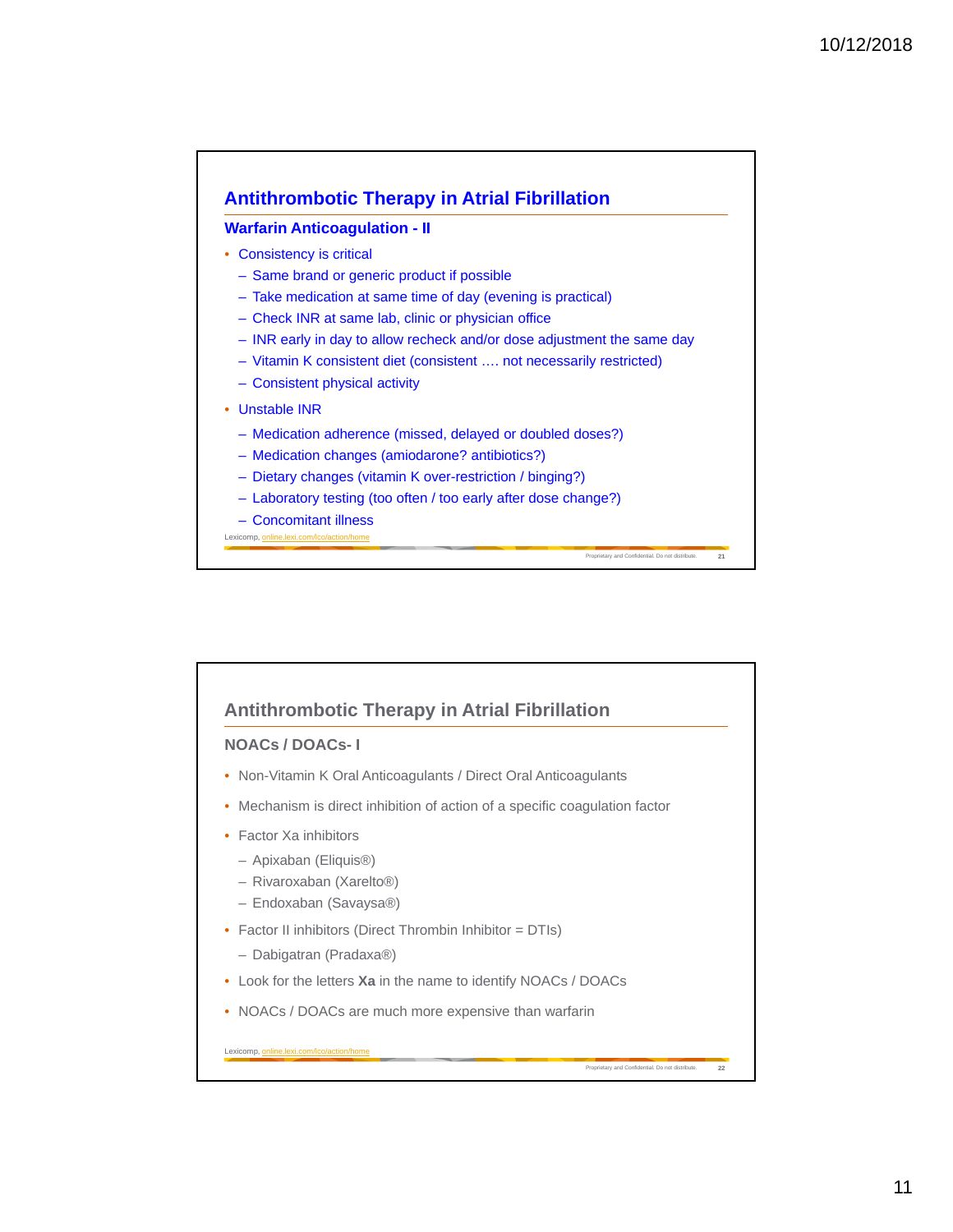## Antithrombotic Therapy in Atrial Fibrillation

### Warfarin Anticoagulation - II

- Consistency is critical
  - Same brand or generic product if possible
  - Take medication at same time of day (evening is practical)
  - Check INR at same lab, clinic or physician office
  - INR early in day to allow recheck and/or dose adjustment the same day
  - Vitamin K consistent diet (consistent …. not necessarily restricted)
  - Consistent physical activity
- Unstable INR
  - Medication adherence (missed, delayed or doubled doses?)
  - Medication changes (amiodarone? antibiotics?)
  - Dietary changes (vitamin K over-restriction / binging?)
  - Laboratory testing (too often / too early after dose change?)
  - Concomitant illness

Lexicomp, online.lexi.com/lco/action/home

Proprietary and Confidential. Do not distribute.

## Antithrombotic Therapy in Atrial Fibrillation

### NOACs / DOACs- I

- Non-Vitamin K Oral Anticoagulants / Direct Oral Anticoagulants
- Mechanism is direct inhibition of action of a specific coagulation factor
- Factor Xa inhibitors
  - Apixaban (Eliquis®)
  - Rivaroxaban (Xarelto®)
  - Endoxaban (Savaysa®)
- Factor II inhibitors (Direct Thrombin Inhibitor = DTIs)
  - Dabigatran (Pradaxa®)
- Look for the letters **Xa** in the name to identify NOACs / DOACs
- NOACs / DOACs are much more expensive than warfarin

Lexicomp, online.lexi.com/lco/action/home

Proprietary and Confidential. Do not distribute.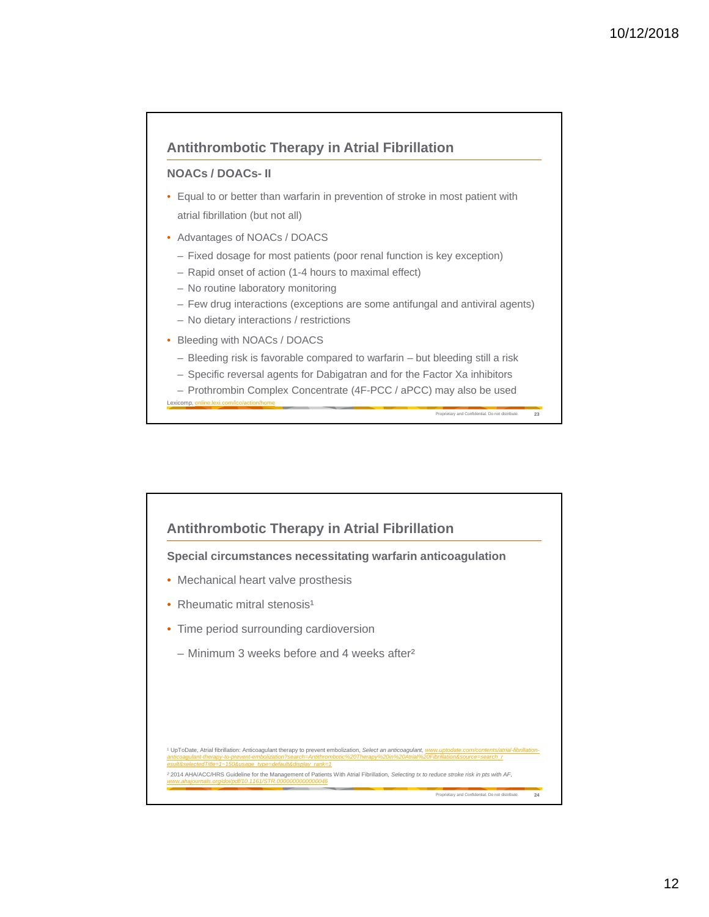## Antithrombotic Therapy in Atrial Fibrillation

### NOACs / DOACs- II

- Equal to or better than warfarin in prevention of stroke in most patient with atrial fibrillation (but not all)
- Advantages of NOACs / DOACS
  - Fixed dosage for most patients (poor renal function is key exception)
  - Rapid onset of action (1-4 hours to maximal effect)
  - No routine laboratory monitoring
  - Few drug interactions (exceptions are some antifungal and antiviral agents)
  - No dietary interactions / restrictions
- Bleeding with NOACs / DOACS
  - Bleeding risk is favorable compared to warfarin – but bleeding still a risk
  - Specific reversal agents for Dabigatran and for the Factor Xa inhibitors
  - Prothrombin Complex Concentrate (4F-PCC / aPCC) may also be used

Lexicomp, online.lexi.com/lco/action/home

## Antithrombotic Therapy in Atrial Fibrillation

### Special circumstances necessitating warfarin anticoagulation

- Mechanical heart valve prosthesis
- Rheumatic mitral stenosis[1]
- Time period surrounding cardioversion
  - Minimum 3 weeks before and 4 weeks after[2]

[1] UpToDate, Atrial fibrillation: Anticoagulant therapy to prevent embolization, *Select an anticoagulant*, www.uptodate.com/contents/atrial-fibrillation-anticoagulant-therapy-to-prevent-embolization?search=Antithrombotic%20Therapy%20in%20Atrial%20Fibrillation&source=search_result&selectedTitle=1~150&usage_type=default&display_rank=1

[2] 2014 AHA/ACC/HRS Guideline for the Management of Patients With Atrial Fibrillation, *Selecting tx to reduce stroke risk in pts with AF*, www.ahajournals.org/doi/pdf/10.1161/STR.0000000000000046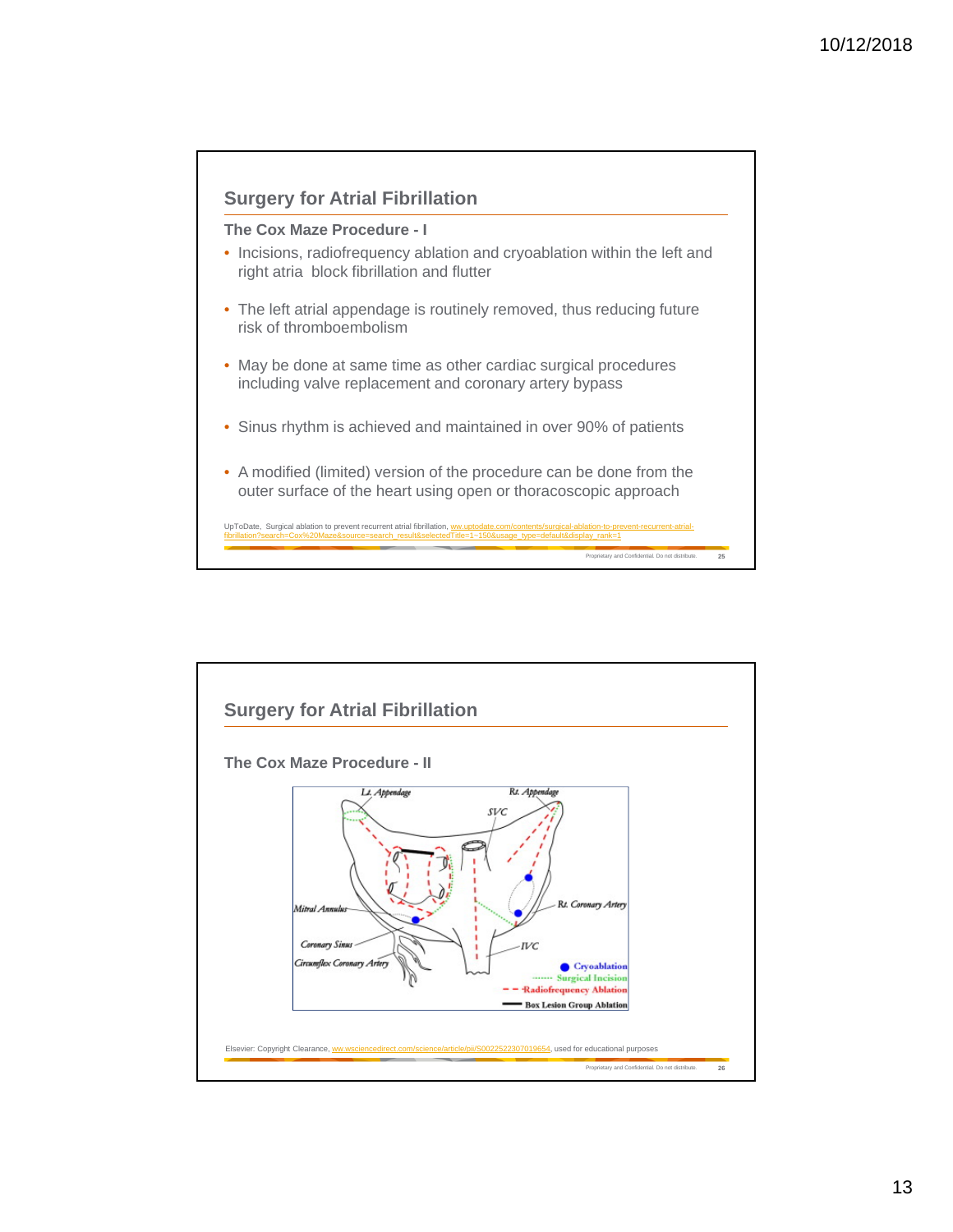## Surgery for Atrial Fibrillation

### The Cox Maze Procedure - I

- Incisions, radiofrequency ablation and cryoablation within the left and right atria block fibrillation and flutter
- The left atrial appendage is routinely removed, thus reducing future risk of thromboembolism
- May be done at same time as other cardiac surgical procedures including valve replacement and coronary artery bypass
- Sinus rhythm is achieved and maintained in over 90% of patients
- A modified (limited) version of the procedure can be done from the outer surface of the heart using open or thoracoscopic approach

UpToDate, Surgical ablation to prevent recurrent atrial fibrillation, ww.uptodate.com/contents/surgical-ablation-to-prevent-recurrent-atrial-fibrillation?search=Cox%20Maze&source=search_result&selectedTitle=1~150&usage_type=default&display_rank=1

## Surgery for Atrial Fibrillation

### The Cox Maze Procedure - II

Lt. Appendage, Rt. Appendage, SVC, Mitral Annulus, Rt. Coronary Artery, Coronary Sinus, Circumflex Coronary Artery, IVC

Cryoablation
Surgical Incision
Radiofrequency Ablation
Box Lesion Group Ablation

Elsevier: Copyright Clearance, ww.wsciencedirect.com/science/article/pii/S0022522307019654, used for educational purposes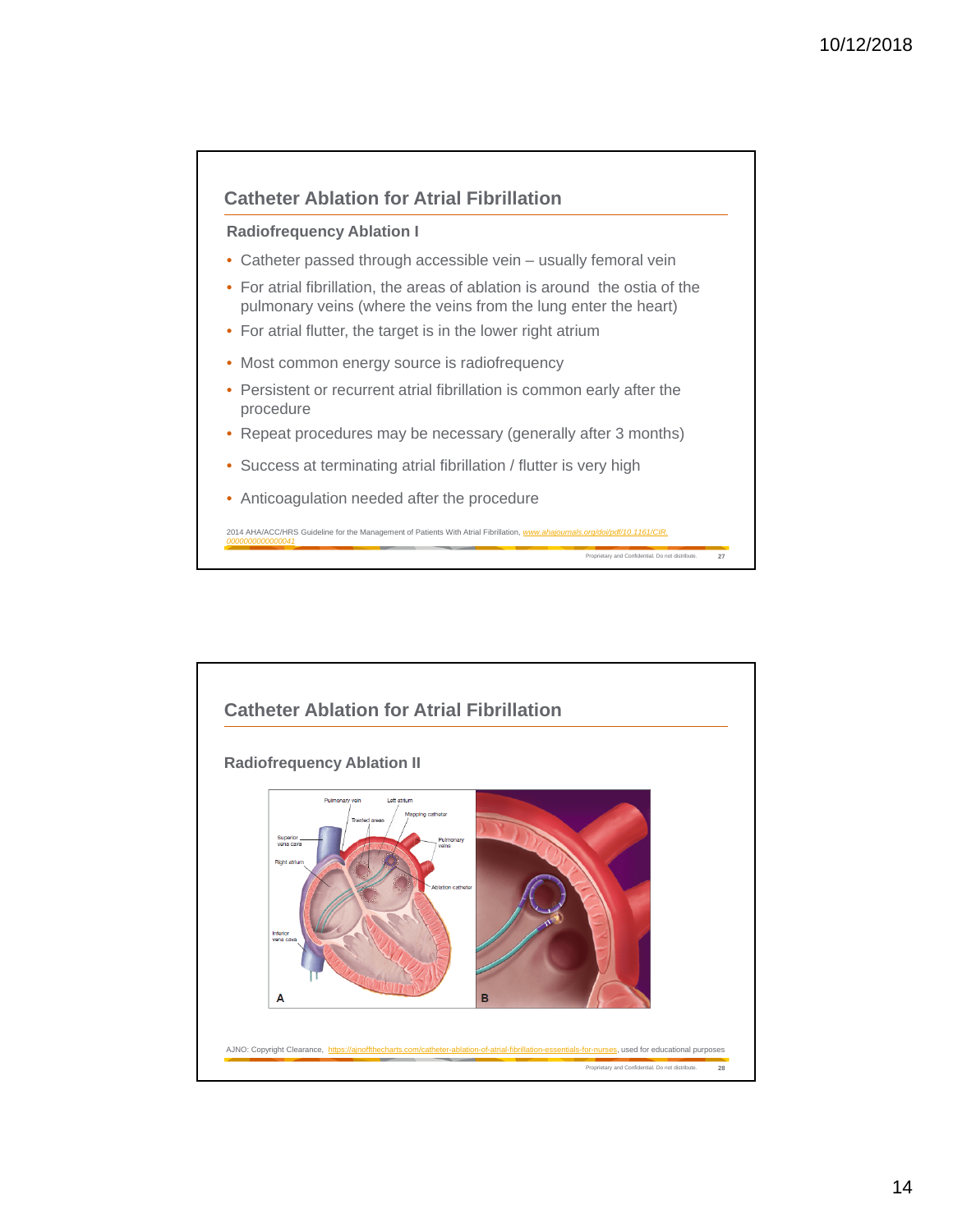## Catheter Ablation for Atrial Fibrillation

### Radiofrequency Ablation I

- Catheter passed through accessible vein – usually femoral vein
- For atrial fibrillation, the areas of ablation is around the ostia of the pulmonary veins (where the veins from the lung enter the heart)
- For atrial flutter, the target is in the lower right atrium
- Most common energy source is radiofrequency
- Persistent or recurrent atrial fibrillation is common early after the procedure
- Repeat procedures may be necessary (generally after 3 months)
- Success at terminating atrial fibrillation / flutter is very high
- Anticoagulation needed after the procedure

2014 AHA/ACC/HRS Guideline for the Management of Patients With Atrial Fibrillation, *www.ahajournals.org/doi/pdf/10.1161/CIR.0000000000000041*

## Catheter Ablation for Atrial Fibrillation

### Radiofrequency Ablation II

AJNO: Copyright Clearance, https://ajnoffthecharts.com/catheter-ablation-of-atrial-fibrillation-essentials-for-nurses, used for educational purposes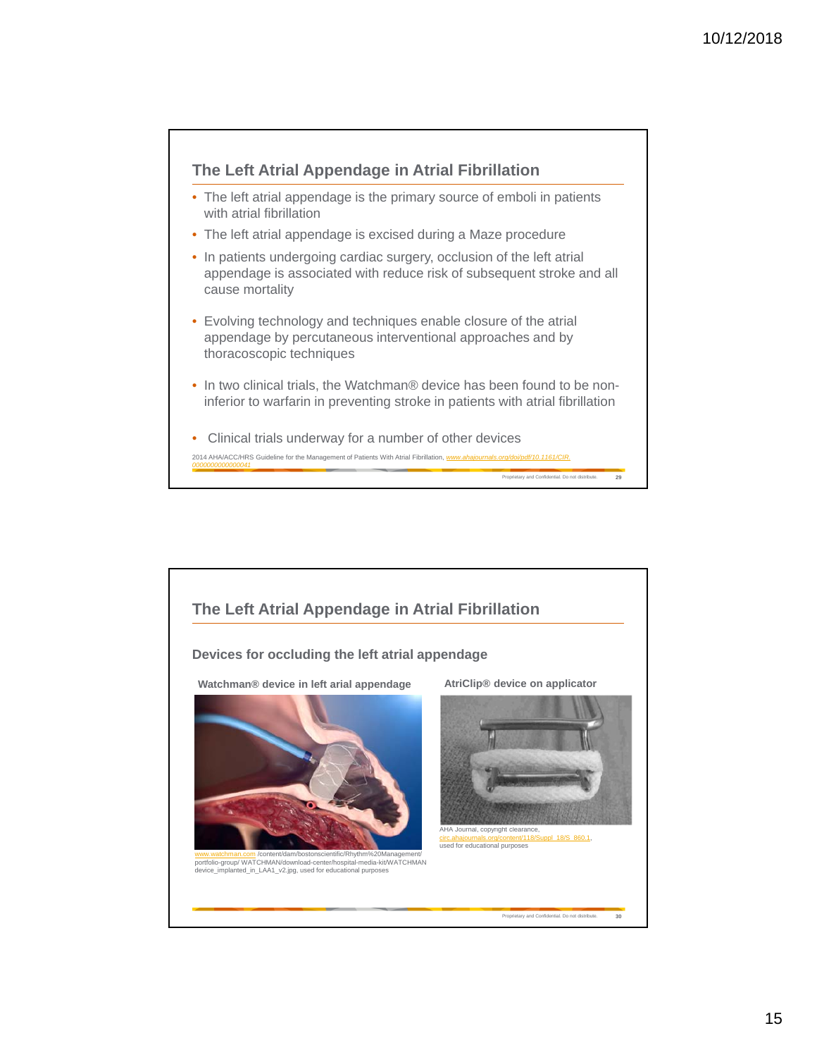## The Left Atrial Appendage in Atrial Fibrillation

- The left atrial appendage is the primary source of emboli in patients with atrial fibrillation
- The left atrial appendage is excised during a Maze procedure
- In patients undergoing cardiac surgery, occlusion of the left atrial appendage is associated with reduce risk of subsequent stroke and all cause mortality
- Evolving technology and techniques enable closure of the atrial appendage by percutaneous interventional approaches and by thoracoscopic techniques
- In two clinical trials, the Watchman® device has been found to be non-inferior to warfarin in preventing stroke in patients with atrial fibrillation
- Clinical trials underway for a number of other devices

2014 AHA/ACC/HRS Guideline for the Management of Patients With Atrial Fibrillation, www.ahajournals.org/doi/pdf/10.1161/CIR.0000000000000041

Proprietary and Confidential. Do not distribute.

## The Left Atrial Appendage in Atrial Fibrillation

### Devices for occluding the left atrial appendage

**Watchman® device in left arial appendage**

www.watchman.com /content/dam/bostonscientific/Rhythm%20Management/portfolio-group/ WATCHMAN/download-center/hospital-media-kit/WATCHMAN device_implanted_in_LAA1_v2.jpg, used for educational purposes

**AtriClip® device on applicator**

AHA Journal, copyright clearance, circ.ahajournals.org/content/118/Suppl_18/S_860.1, used for educational purposes

Proprietary and Confidential. Do not distribute.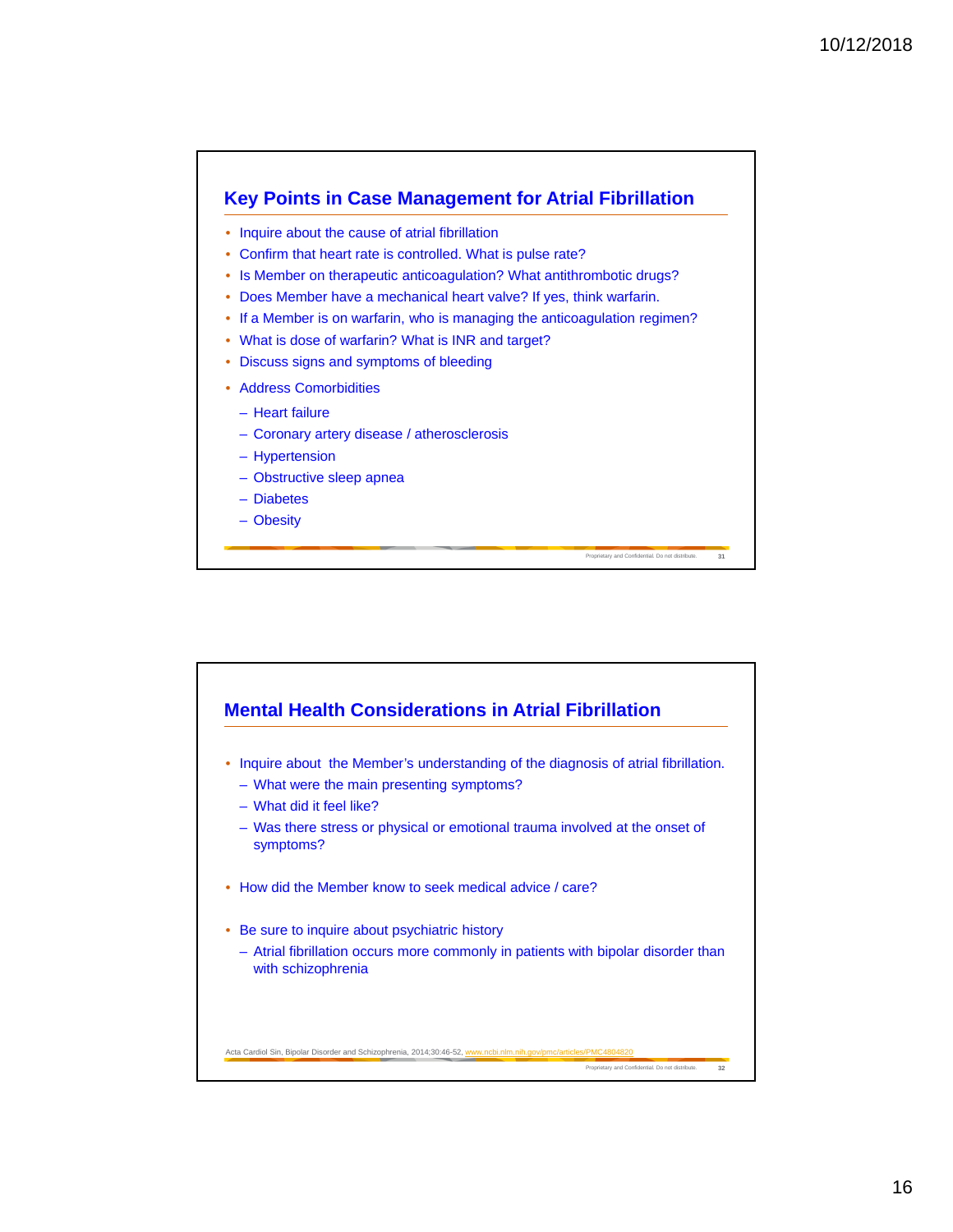## Key Points in Case Management for Atrial Fibrillation

- Inquire about the cause of atrial fibrillation
- Confirm that heart rate is controlled. What is pulse rate?
- Is Member on therapeutic anticoagulation? What antithrombotic drugs?
- Does Member have a mechanical heart valve? If yes, think warfarin.
- If a Member is on warfarin, who is managing the anticoagulation regimen?
- What is dose of warfarin? What is INR and target?
- Discuss signs and symptoms of bleeding
- Address Comorbidities
  - Heart failure
  - Coronary artery disease / atherosclerosis
  - Hypertension
  - Obstructive sleep apnea
  - Diabetes
  - Obesity

## Mental Health Considerations in Atrial Fibrillation

- Inquire about the Member's understanding of the diagnosis of atrial fibrillation.
  - What were the main presenting symptoms?
  - What did it feel like?
  - Was there stress or physical or emotional trauma involved at the onset of symptoms?
- How did the Member know to seek medical advice / care?
- Be sure to inquire about psychiatric history
  - Atrial fibrillation occurs more commonly in patients with bipolar disorder than with schizophrenia

Acta Cardiol Sin, Bipolar Disorder and Schizophrenia, 2014;30:46-52, www.ncbi.nlm.nih.gov/pmc/articles/PMC4804820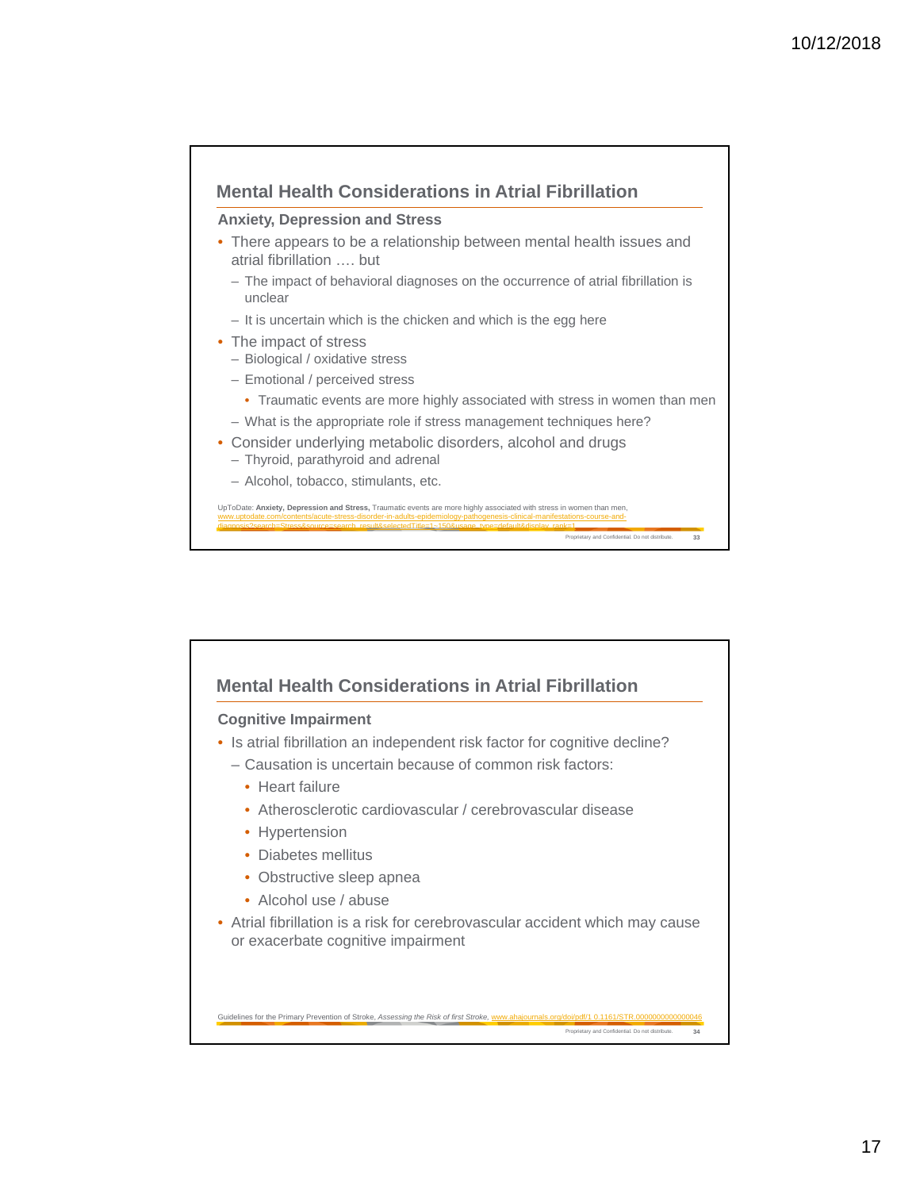## Mental Health Considerations in Atrial Fibrillation

### Anxiety, Depression and Stress

- There appears to be a relationship between mental health issues and atrial fibrillation …. but
  - The impact of behavioral diagnoses on the occurrence of atrial fibrillation is unclear
  - It is uncertain which is the chicken and which is the egg here
- The impact of stress
  - Biological / oxidative stress
  - Emotional / perceived stress
    - Traumatic events are more highly associated with stress in women than men
  - What is the appropriate role if stress management techniques here?
- Consider underlying metabolic disorders, alcohol and drugs
  - Thyroid, parathyroid and adrenal
  - Alcohol, tobacco, stimulants, etc.

UpToDate: **Anxiety, Depression and Stress,** Traumatic events are more highly associated with stress in women than men, www.uptodate.com/contents/acute-stress-disorder-in-adults-epidemiology-pathogenesis-clinical-manifestations-course-and-diagnosis?search=Stress&source=search_result&selectedTitle=1~150&usage_type=default&display_rank=1

Proprietary and Confidential. Do not distribute.

## Mental Health Considerations in Atrial Fibrillation

### Cognitive Impairment

- Is atrial fibrillation an independent risk factor for cognitive decline?
  - Causation is uncertain because of common risk factors:
    - Heart failure
    - Atherosclerotic cardiovascular / cerebrovascular disease
    - Hypertension
    - Diabetes mellitus
    - Obstructive sleep apnea
    - Alcohol use / abuse
- Atrial fibrillation is a risk for cerebrovascular accident which may cause or exacerbate cognitive impairment

Guidelines for the Primary Prevention of Stroke, *Assessing the Risk of first Stroke,* www.ahajournals.org/doi/pdf/10.1161/STR.0000000000000046

Proprietary and Confidential. Do not distribute.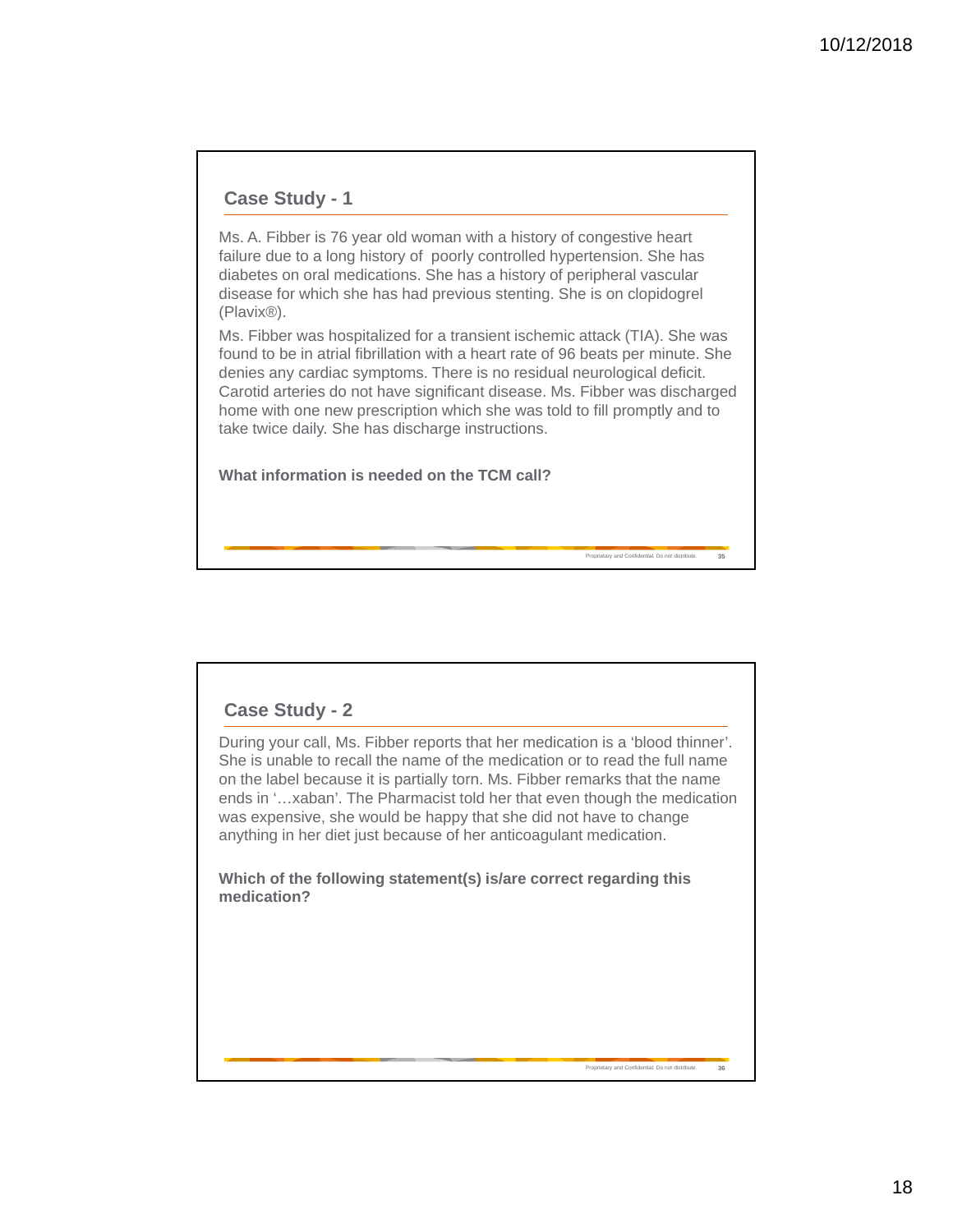## Case Study - 1

Ms. A. Fibber is 76 year old woman with a history of congestive heart failure due to a long history of poorly controlled hypertension. She has diabetes on oral medications. She has a history of peripheral vascular disease for which she has had previous stenting. She is on clopidogrel (Plavix®).

Ms. Fibber was hospitalized for a transient ischemic attack (TIA). She was found to be in atrial fibrillation with a heart rate of 96 beats per minute. She denies any cardiac symptoms. There is no residual neurological deficit. Carotid arteries do not have significant disease. Ms. Fibber was discharged home with one new prescription which she was told to fill promptly and to take twice daily. She has discharge instructions.

**What information is needed on the TCM call?**

## Case Study - 2

During your call, Ms. Fibber reports that her medication is a 'blood thinner'. She is unable to recall the name of the medication or to read the full name on the label because it is partially torn. Ms. Fibber remarks that the name ends in '…xaban'. The Pharmacist told her that even though the medication was expensive, she would be happy that she did not have to change anything in her diet just because of her anticoagulant medication.

**Which of the following statement(s) is/are correct regarding this medication?**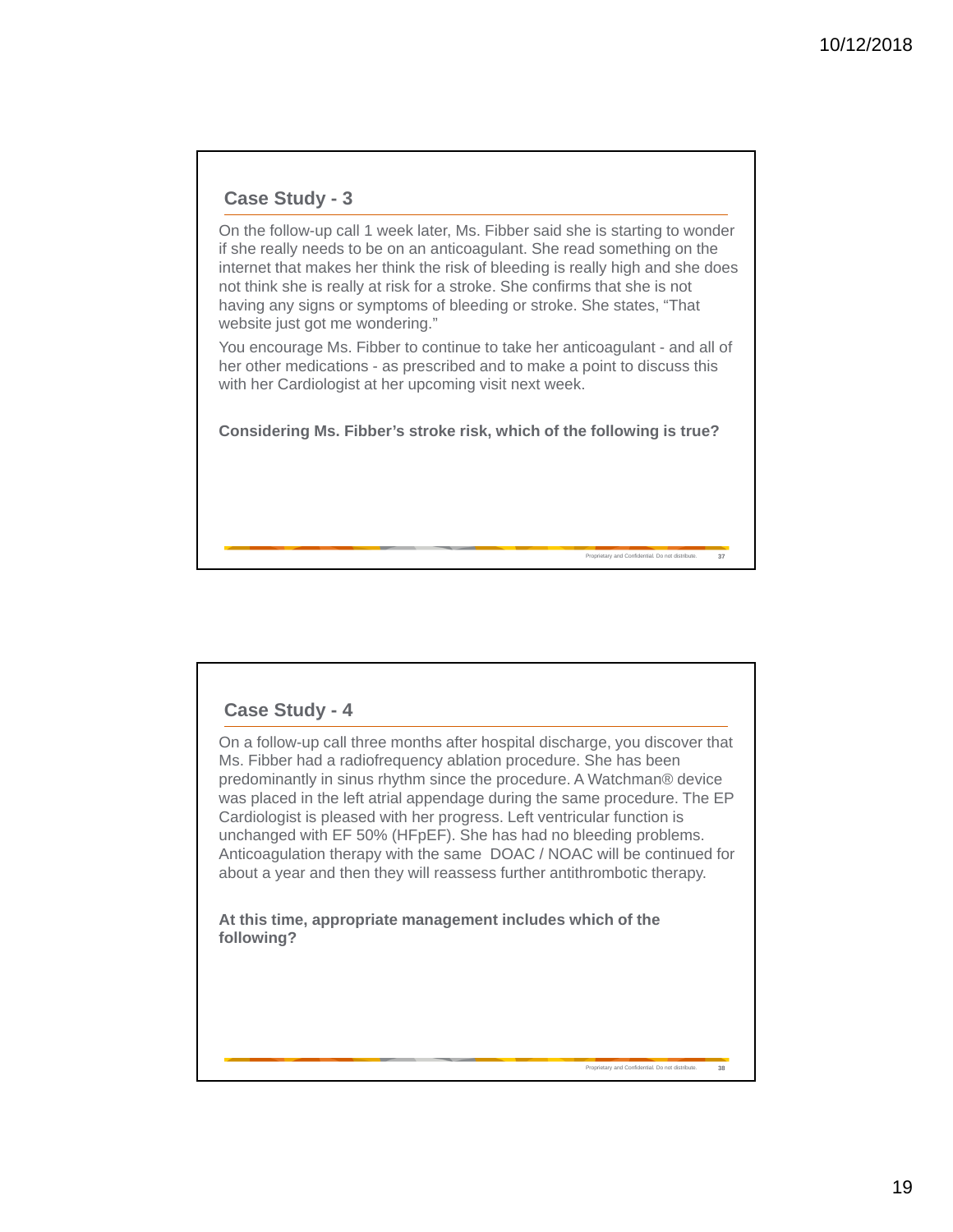## Case Study - 3

On the follow-up call 1 week later, Ms. Fibber said she is starting to wonder if she really needs to be on an anticoagulant. She read something on the internet that makes her think the risk of bleeding is really high and she does not think she is really at risk for a stroke. She confirms that she is not having any signs or symptoms of bleeding or stroke. She states, "That website just got me wondering."

You encourage Ms. Fibber to continue to take her anticoagulant - and all of her other medications - as prescribed and to make a point to discuss this with her Cardiologist at her upcoming visit next week.

**Considering Ms. Fibber's stroke risk, which of the following is true?**

## Case Study - 4

On a follow-up call three months after hospital discharge, you discover that Ms. Fibber had a radiofrequency ablation procedure. She has been predominantly in sinus rhythm since the procedure. A Watchman® device was placed in the left atrial appendage during the same procedure. The EP Cardiologist is pleased with her progress. Left ventricular function is unchanged with EF 50% (HFpEF). She has had no bleeding problems. Anticoagulation therapy with the same DOAC / NOAC will be continued for about a year and then they will reassess further antithrombotic therapy.

**At this time, appropriate management includes which of the following?**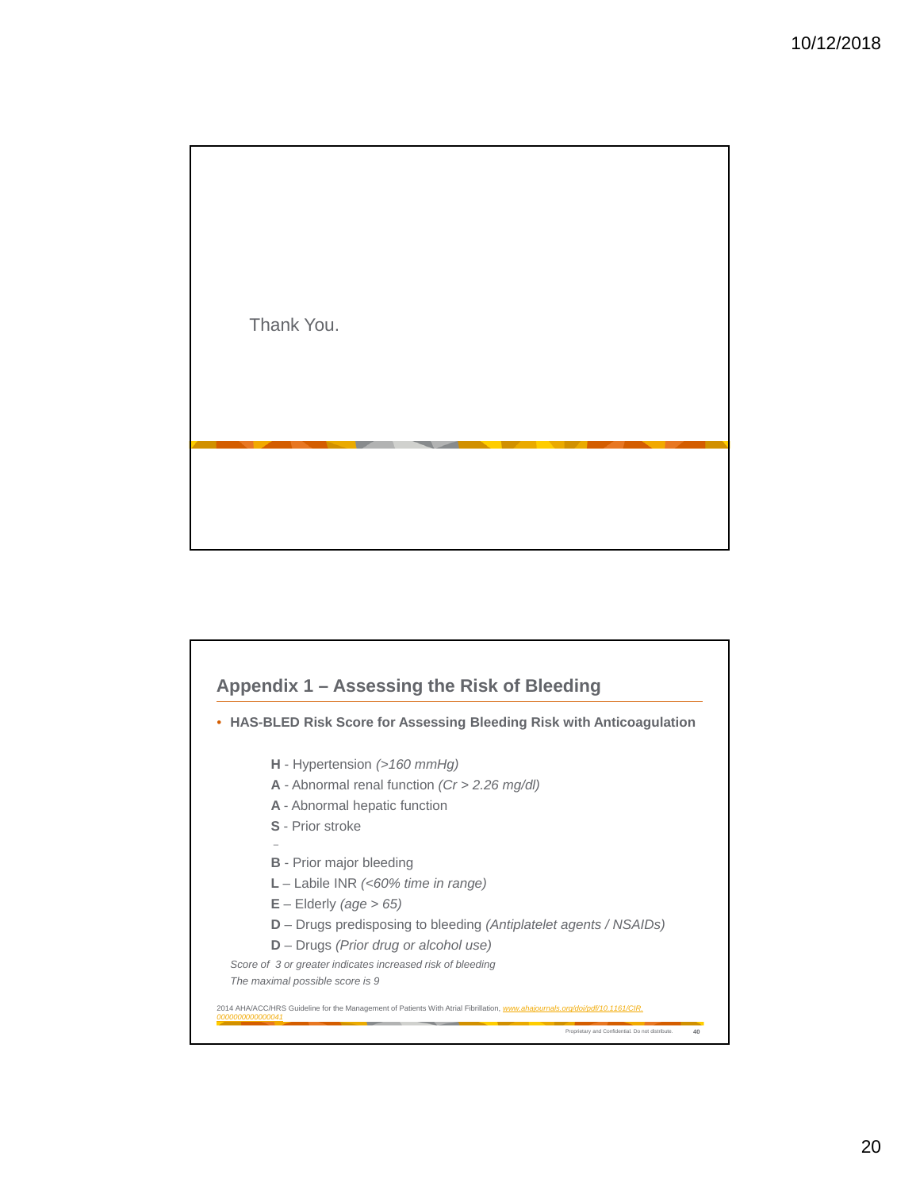Thank You.

## Appendix 1 – Assessing the Risk of Bleeding

- **HAS-BLED Risk Score for Assessing Bleeding Risk with Anticoagulation**

  **H** - Hypertension *(>160 mmHg)*
  **A** - Abnormal renal function *(Cr > 2.26 mg/dl)*
  **A** - Abnormal hepatic function
  **S** - Prior stroke
  **B** - Prior major bleeding
  **L** – Labile INR *(<60% time in range)*
  **E** – Elderly *(age > 65)*
  **D** – Drugs predisposing to bleeding *(Antiplatelet agents / NSAIDs)*
  **D** – Drugs *(Prior drug or alcohol use)*

*Score of 3 or greater indicates increased risk of bleeding*
*The maximal possible score is 9*

2014 AHA/ACC/HRS Guideline for the Management of Patients With Atrial Fibrillation, www.ahajournals.org/doi/pdf/10.1161/CIR.0000000000000041

Proprietary and Confidential. Do not distribute.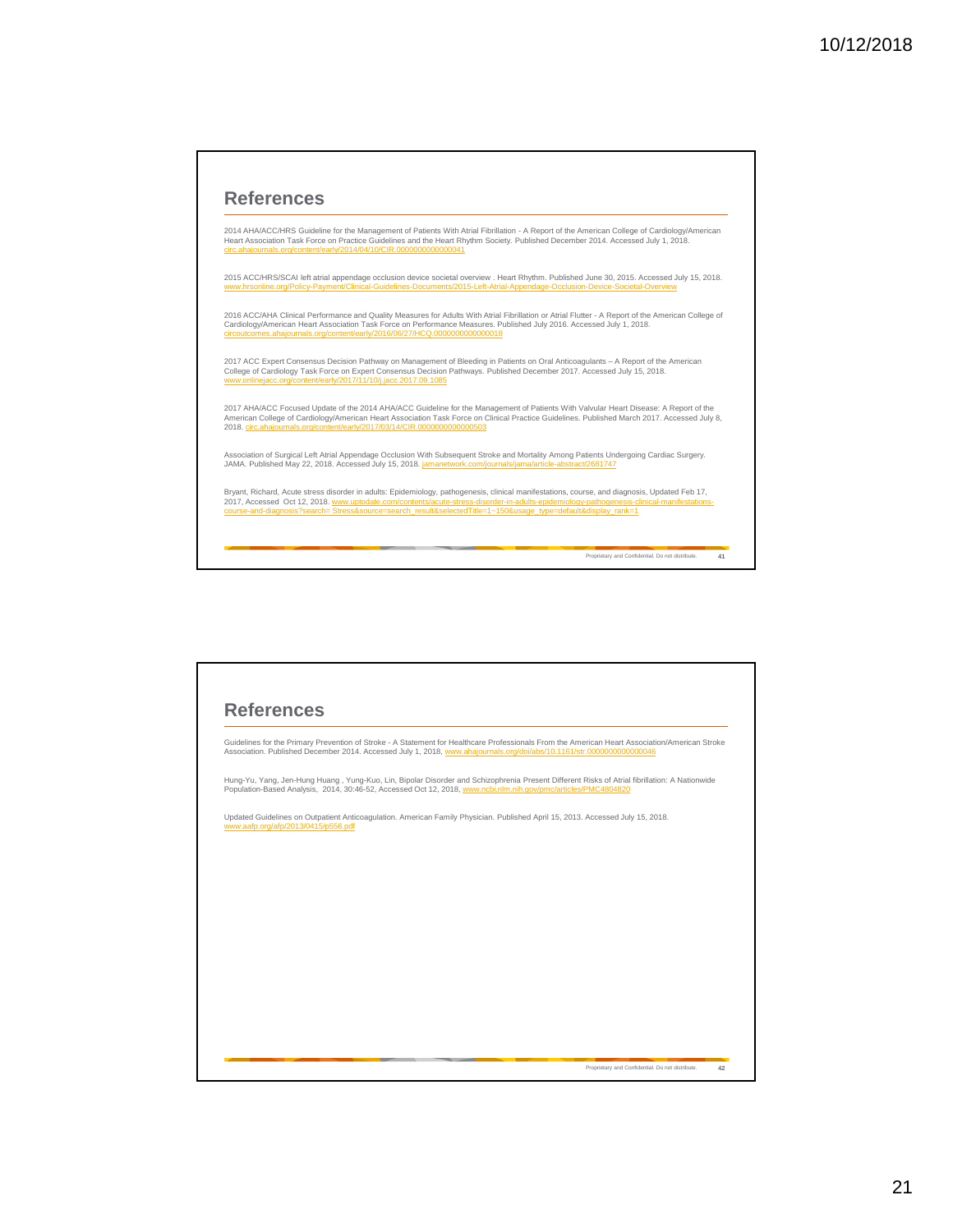## References

2014 AHA/ACC/HRS Guideline for the Management of Patients With Atrial Fibrillation - A Report of the American College of Cardiology/American Heart Association Task Force on Practice Guidelines and the Heart Rhythm Society. Published December 2014. Accessed July 1, 2018. circ.ahajournals.org/content/early/2014/04/10/CIR.0000000000000041

2015 ACC/HRS/SCAI left atrial appendage occlusion device societal overview . Heart Rhythm. Published June 30, 2015. Accessed July 15, 2018. www.hrsonline.org/Policy-Payment/Clinical-Guidelines-Documents/2015-Left-Atrial-Appendage-Occlusion-Device-Societal-Overview

2016 ACC/AHA Clinical Performance and Quality Measures for Adults With Atrial Fibrillation or Atrial Flutter - A Report of the American College of Cardiology/American Heart Association Task Force on Performance Measures. Published July 2016. Accessed July 1, 2018. circoutcomes.ahajournals.org/content/early/2016/06/27/HCQ.0000000000000018

2017 ACC Expert Consensus Decision Pathway on Management of Bleeding in Patients on Oral Anticoagulants – A Report of the American College of Cardiology Task Force on Expert Consensus Decision Pathways. Published December 2017. Accessed July 15, 2018. www.onlinejacc.org/content/early/2017/11/10/j.jacc.2017.09.1085

2017 AHA/ACC Focused Update of the 2014 AHA/ACC Guideline for the Management of Patients With Valvular Heart Disease: A Report of the American College of Cardiology/American Heart Association Task Force on Clinical Practice Guidelines. Published March 2017. Accessed July 8, 2018. circ.ahajournals.org/content/early/2017/03/14/CIR.0000000000000503

Association of Surgical Left Atrial Appendage Occlusion With Subsequent Stroke and Mortality Among Patients Undergoing Cardiac Surgery. JAMA. Published May 22, 2018. Accessed July 15, 2018. jamanetwork.com/journals/jama/article-abstract/2681747

Bryant, Richard, Acute stress disorder in adults: Epidemiology, pathogenesis, clinical manifestations, course, and diagnosis, Updated Feb 17, 2017, Accessed Oct 12, 2018. www.uptodate.com/contents/acute-stress-disorder-in-adults-epidemiology-pathogenesis-clinical-manifestations-course-and-diagnosis?search= Stress&source=search_result&selectedTitle=1~150&usage_type=default&display_rank=1

## References

Guidelines for the Primary Prevention of Stroke - A Statement for Healthcare Professionals From the American Heart Association/American Stroke Association. Published December 2014. Accessed July 1, 2018, www.ahajournals.org/doi/abs/10.1161/str.0000000000000046

Hung-Yu, Yang, Jen-Hung Huang , Yung-Kuo, Lin, Bipolar Disorder and Schizophrenia Present Different Risks of Atrial fibrillation: A Nationwide Population-Based Analysis, 2014, 30:46-52, Accessed Oct 12, 2018, www.ncbi.nlm.nih.gov/pmc/articles/PMC4804820

Updated Guidelines on Outpatient Anticoagulation. American Family Physician. Published April 15, 2013. Accessed July 15, 2018. www.aafp.org/afp/2013/0415/p556.pdf